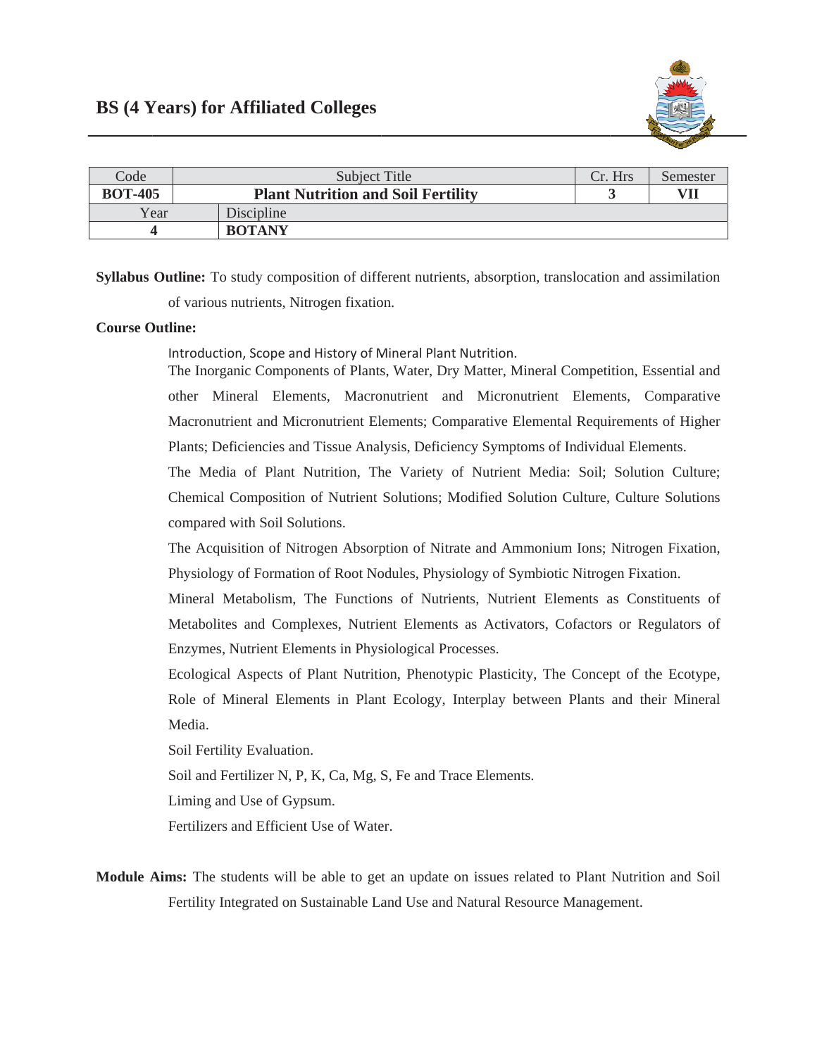# BS (4 Years) for Affiliated Colleges

| Code | Subject Title | | Cr. Hrs | Semester |
|---|---|---|---|---|
| **BOT-405** | **Plant Nutrition and Soil Fertility** | | **3** | **VII** |
| Year | Discipline | | | |
| **4** | **BOTANY** | | | |

**Syllabus Outline:** To study composition of different nutrients, absorption, translocation and assimilation of various nutrients, Nitrogen fixation.

**Course Outline:**

Introduction, Scope and History of Mineral Plant Nutrition.

The Inorganic Components of Plants, Water, Dry Matter, Mineral Competition, Essential and other Mineral Elements, Macronutrient and Micronutrient Elements, Comparative Macronutrient and Micronutrient Elements; Comparative Elemental Requirements of Higher Plants; Deficiencies and Tissue Analysis, Deficiency Symptoms of Individual Elements.

The Media of Plant Nutrition, The Variety of Nutrient Media: Soil; Solution Culture; Chemical Composition of Nutrient Solutions; Modified Solution Culture, Culture Solutions compared with Soil Solutions.

The Acquisition of Nitrogen Absorption of Nitrate and Ammonium Ions; Nitrogen Fixation, Physiology of Formation of Root Nodules, Physiology of Symbiotic Nitrogen Fixation.

Mineral Metabolism, The Functions of Nutrients, Nutrient Elements as Constituents of Metabolites and Complexes, Nutrient Elements as Activators, Cofactors or Regulators of Enzymes, Nutrient Elements in Physiological Processes.

Ecological Aspects of Plant Nutrition, Phenotypic Plasticity, The Concept of the Ecotype, Role of Mineral Elements in Plant Ecology, Interplay between Plants and their Mineral Media.

Soil Fertility Evaluation.

Soil and Fertilizer N, P, K, Ca, Mg, S, Fe and Trace Elements.

Liming and Use of Gypsum.

Fertilizers and Efficient Use of Water.

**Module Aims:** The students will be able to get an update on issues related to Plant Nutrition and Soil Fertility Integrated on Sustainable Land Use and Natural Resource Management.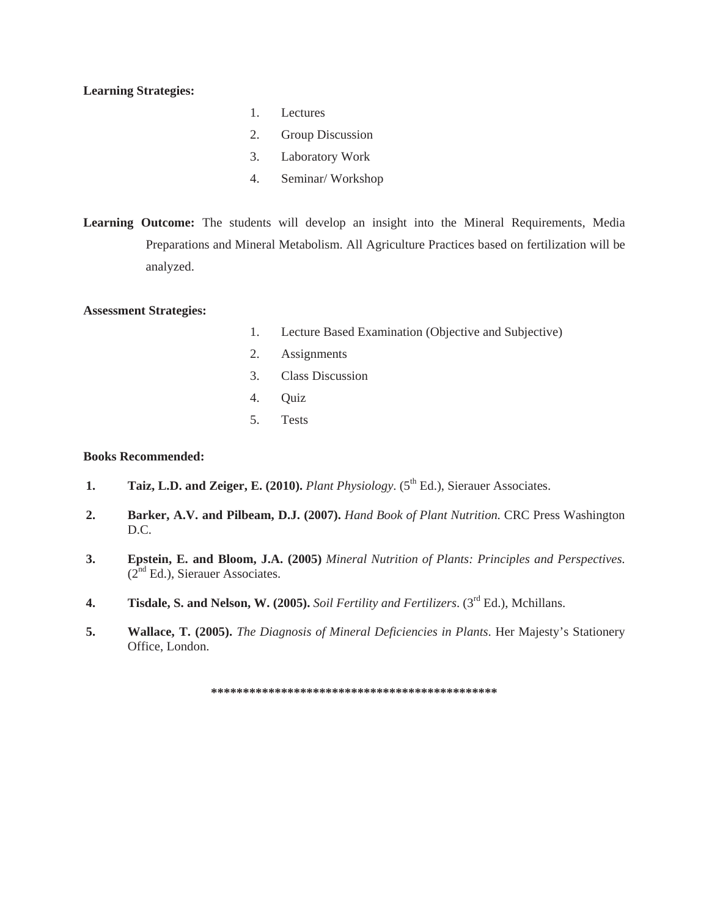**Learning Strategies:**

1. Lectures
2. Group Discussion
3. Laboratory Work
4. Seminar/ Workshop

**Learning Outcome:** The students will develop an insight into the Mineral Requirements, Media Preparations and Mineral Metabolism. All Agriculture Practices based on fertilization will be analyzed.

**Assessment Strategies:**

1. Lecture Based Examination (Objective and Subjective)
2. Assignments
3. Class Discussion
4. Quiz
5. Tests

**Books Recommended:**

1. **Taiz, L.D. and Zeiger, E. (2010).** *Plant Physiology*. ($5^{th}$ Ed.), Sierauer Associates.
2. **Barker, A.V. and Pilbeam, D.J. (2007).** *Hand Book of Plant Nutrition.* CRC Press Washington D.C.
3. **Epstein, E. and Bloom, J.A. (2005)** *Mineral Nutrition of Plants: Principles and Perspectives.* ($2^{nd}$ Ed.), Sierauer Associates.
4. **Tisdale, S. and Nelson, W. (2005).** *Soil Fertility and Fertilizers*. ($3^{rd}$ Ed.), Mchillans.
5. **Wallace, T. (2005).** *The Diagnosis of Mineral Deficiencies in Plants*. Her Majesty's Stationery Office, London.

*********************************************